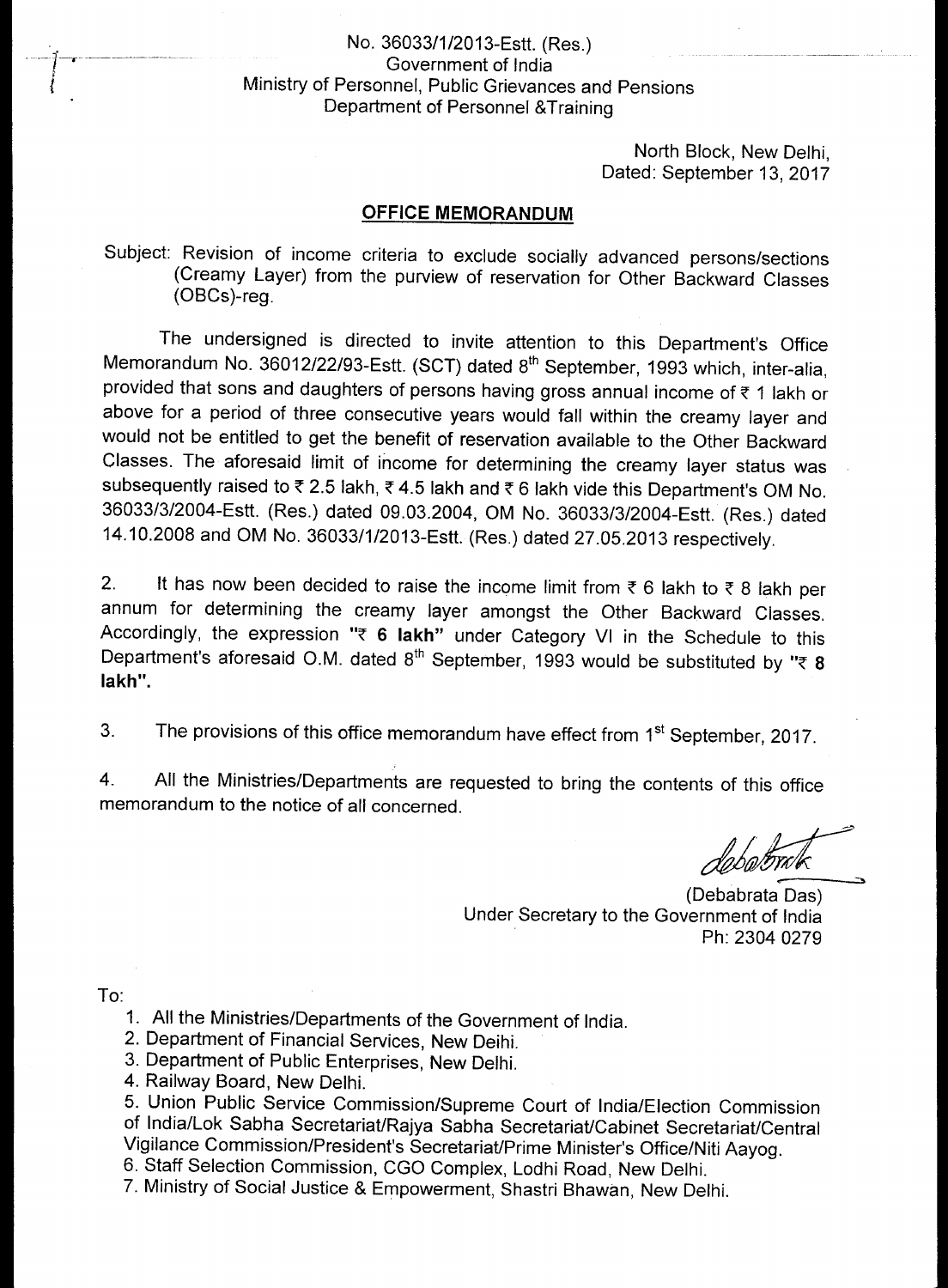No. 36033/1/2013-Estt. (Res.)
Government of India
Ministry of Personnel, Public Grievances and Pensions
Department of Personnel &Training

North Block, New Delhi,
Dated: September 13, 2017

## OFFICE MEMORANDUM

Subject: Revision of income criteria to exclude socially advanced persons/sections (Creamy Layer) from the purview of reservation for Other Backward Classes (OBCs)-reg.

The undersigned is directed to invite attention to this Department's Office Memorandum No. 36012/22/93-Estt. (SCT) dated 8th September, 1993 which, inter-alia, provided that sons and daughters of persons having gross annual income of ₹ 1 lakh or above for a period of three consecutive years would fall within the creamy layer and would not be entitled to get the benefit of reservation available to the Other Backward Classes. The aforesaid limit of income for determining the creamy layer status was subsequently raised to ₹ 2.5 lakh, ₹ 4.5 lakh and ₹ 6 lakh vide this Department's OM No. 36033/3/2004-Estt. (Res.) dated 09.03.2004, OM No. 36033/3/2004-Estt. (Res.) dated 14.10.2008 and OM No. 36033/1/2013-Estt. (Res.) dated 27.05.2013 respectively.

2. It has now been decided to raise the income limit from ₹ 6 lakh to ₹ 8 lakh per annum for determining the creamy layer amongst the Other Backward Classes. Accordingly, the expression "**₹ 6 lakh**" under Category VI in the Schedule to this Department's aforesaid O.M. dated 8th September, 1993 would be substituted by "**₹ 8 lakh**".

3. The provisions of this office memorandum have effect from 1st September, 2017.

4. All the Ministries/Departments are requested to bring the contents of this office memorandum to the notice of all concerned.

(Debabrata Das)
Under Secretary to the Government of India
Ph: 2304 0279

To:

1. All the Ministries/Departments of the Government of India.
2. Department of Financial Services, New Deihi.
3. Department of Public Enterprises, New Delhi.
4. Railway Board, New Delhi.
5. Union Public Service Commission/Supreme Court of India/Election Commission of India/Lok Sabha Secretariat/Rajya Sabha Secretariat/Cabinet Secretariat/Central Vigilance Commission/President's Secretariat/Prime Minister's Office/Niti Aayog.
6. Staff Selection Commission, CGO Complex, Lodhi Road, New Delhi.
7. Ministry of Social Justice & Empowerment, Shastri Bhawan, New Delhi.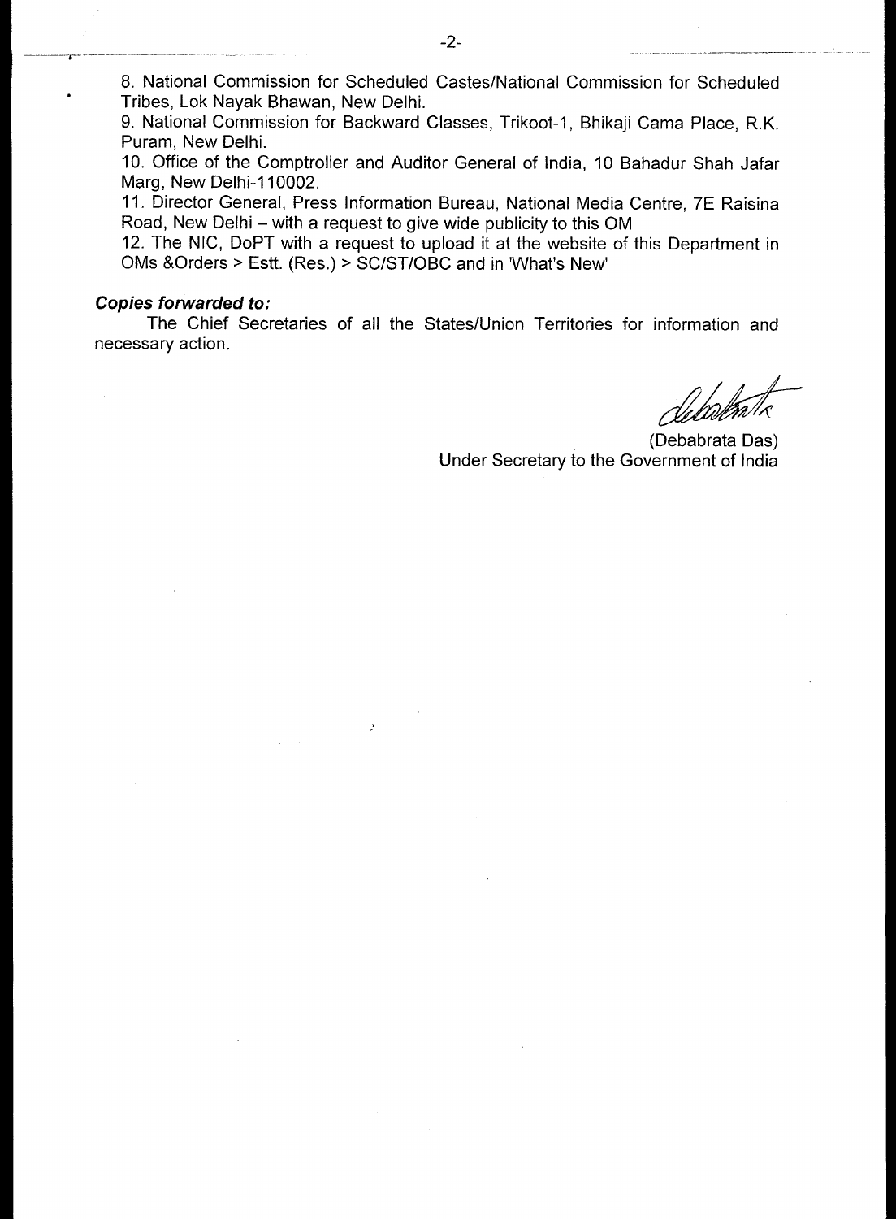8. National Commission for Scheduled Castes/National Commission for Scheduled Tribes, Lok Nayak Bhawan, New Delhi.
9. National Commission for Backward Classes, Trikoot-1, Bhikaji Cama Place, R.K. Puram, New Delhi.
10. Office of the Comptroller and Auditor General of India, 10 Bahadur Shah Jafar Marg, New Delhi-110002.
11. Director General, Press Information Bureau, National Media Centre, 7E Raisina Road, New Delhi – with a request to give wide publicity to this OM
12. The NIC, DoPT with a request to upload it at the website of this Department in OMs &Orders > Estt. (Res.) > SC/ST/OBC and in 'What's New'

***Copies forwarded to:***

The Chief Secretaries of all the States/Union Territories for information and necessary action.

(Debabrata Das)
Under Secretary to the Government of India